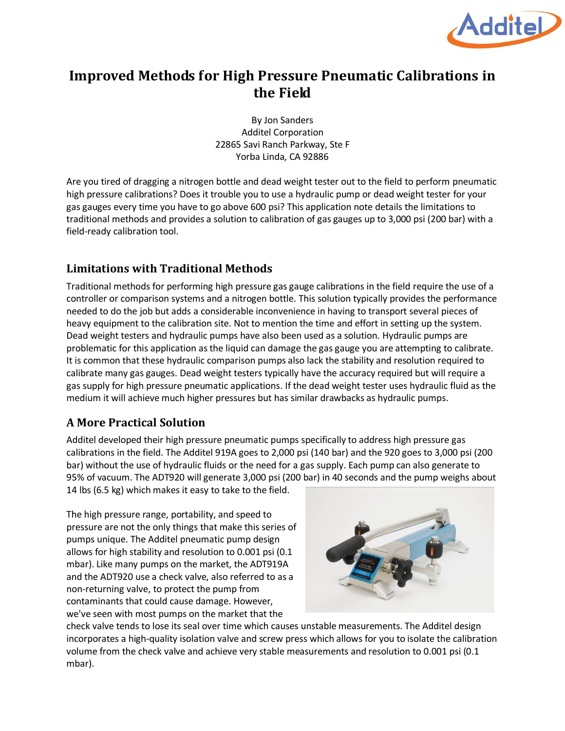# Improved Methods for High Pressure Pneumatic Calibrations in the Field

By Jon Sanders
Additel Corporation
22865 Savi Ranch Parkway, Ste F
Yorba Linda, CA 92886

Are you tired of dragging a nitrogen bottle and dead weight tester out to the field to perform pneumatic high pressure calibrations? Does it trouble you to use a hydraulic pump or dead weight tester for your gas gauges every time you have to go above 600 psi? This application note details the limitations to traditional methods and provides a solution to calibration of gas gauges up to 3,000 psi (200 bar) with a field-ready calibration tool.

## Limitations with Traditional Methods

Traditional methods for performing high pressure gas gauge calibrations in the field require the use of a controller or comparison systems and a nitrogen bottle. This solution typically provides the performance needed to do the job but adds a considerable inconvenience in having to transport several pieces of heavy equipment to the calibration site. Not to mention the time and effort in setting up the system. Dead weight testers and hydraulic pumps have also been used as a solution. Hydraulic pumps are problematic for this application as the liquid can damage the gas gauge you are attempting to calibrate. It is common that these hydraulic comparison pumps also lack the stability and resolution required to calibrate many gas gauges. Dead weight testers typically have the accuracy required but will require a gas supply for high pressure pneumatic applications. If the dead weight tester uses hydraulic fluid as the medium it will achieve much higher pressures but has similar drawbacks as hydraulic pumps.

## A More Practical Solution

Additel developed their high pressure pneumatic pumps specifically to address high pressure gas calibrations in the field. The Additel 919A goes to 2,000 psi (140 bar) and the 920 goes to 3,000 psi (200 bar) without the use of hydraulic fluids or the need for a gas supply. Each pump can also generate to 95% of vacuum. The ADT920 will generate 3,000 psi (200 bar) in 40 seconds and the pump weighs about 14 lbs (6.5 kg) which makes it easy to take to the field.

The high pressure range, portability, and speed to pressure are not the only things that make this series of pumps unique. The Additel pneumatic pump design allows for high stability and resolution to 0.001 psi (0.1 mbar). Like many pumps on the market, the ADT919A and the ADT920 use a check valve, also referred to as a non-returning valve, to protect the pump from contaminants that could cause damage. However, we've seen with most pumps on the market that the check valve tends to lose its seal over time which causes unstable measurements. The Additel design incorporates a high-quality isolation valve and screw press which allows for you to isolate the calibration volume from the check valve and achieve very stable measurements and resolution to 0.001 psi (0.1 mbar).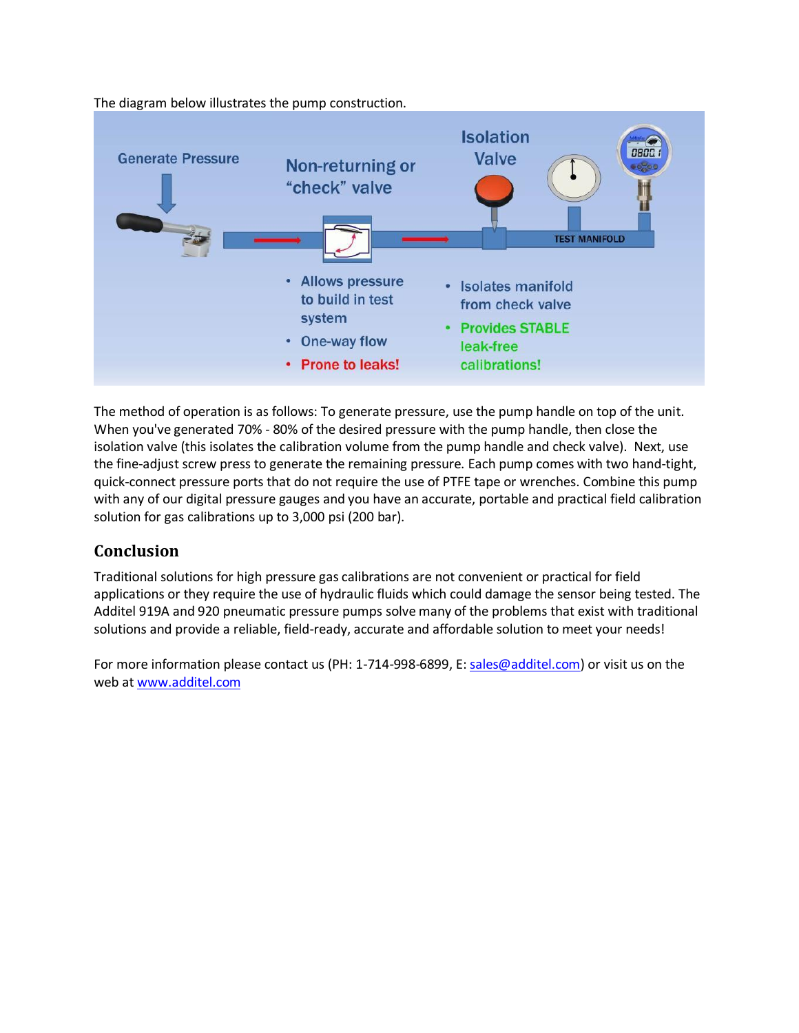The diagram below illustrates the pump construction.

Generate Pressure

Non-returning or "check" valve

Isolation Valve

TEST MANIFOLD

- Allows pressure to build in test system
- One-way flow
- Prone to leaks!

- Isolates manifold from check valve
- Provides STABLE leak-free calibrations!

The method of operation is as follows: To generate pressure, use the pump handle on top of the unit. When you've generated 70% - 80% of the desired pressure with the pump handle, then close the isolation valve (this isolates the calibration volume from the pump handle and check valve). Next, use the fine-adjust screw press to generate the remaining pressure. Each pump comes with two hand-tight, quick-connect pressure ports that do not require the use of PTFE tape or wrenches. Combine this pump with any of our digital pressure gauges and you have an accurate, portable and practical field calibration solution for gas calibrations up to 3,000 psi (200 bar).

## Conclusion

Traditional solutions for high pressure gas calibrations are not convenient or practical for field applications or they require the use of hydraulic fluids which could damage the sensor being tested. The Additel 919A and 920 pneumatic pressure pumps solve many of the problems that exist with traditional solutions and provide a reliable, field-ready, accurate and affordable solution to meet your needs!

For more information please contact us (PH: 1-714-998-6899, E: [sales@additel.com](mailto:sales@additel.com)) or visit us on the web at [www.additel.com](http://www.additel.com)